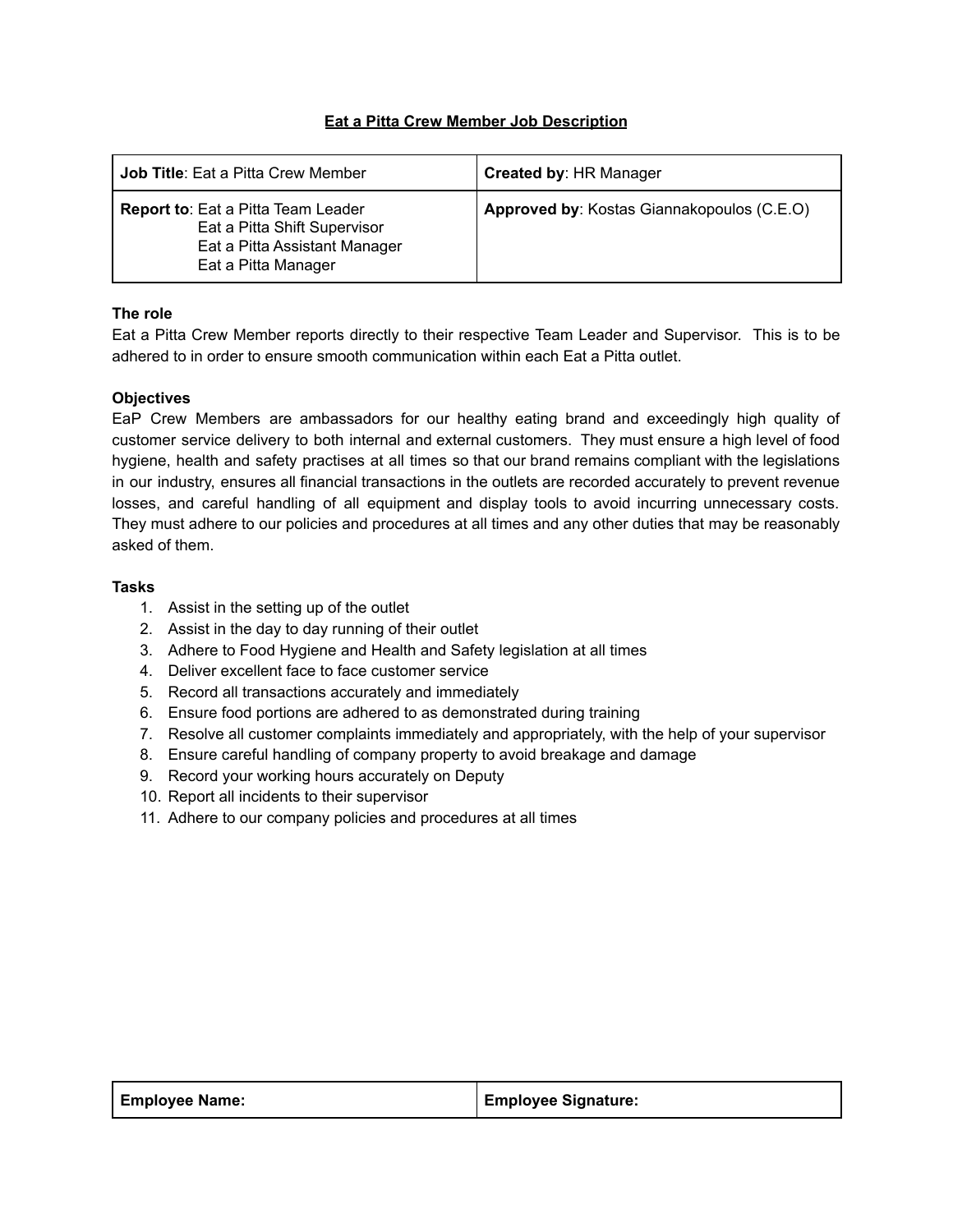# Eat a Pitta Crew Member Job Description

| **Job Title**: Eat a Pitta Crew Member | **Created by**: HR Manager |
|---|---|
| **Report to**: Eat a Pitta Team Leader<br>Eat a Pitta Shift Supervisor<br>Eat a Pitta Assistant Manager<br>Eat a Pitta Manager | **Approved by**: Kostas Giannakopoulos (C.E.O) |

**The role**

Eat a Pitta Crew Member reports directly to their respective Team Leader and Supervisor. This is to be adhered to in order to ensure smooth communication within each Eat a Pitta outlet.

**Objectives**

EaP Crew Members are ambassadors for our healthy eating brand and exceedingly high quality of customer service delivery to both internal and external customers. They must ensure a high level of food hygiene, health and safety practises at all times so that our brand remains compliant with the legislations in our industry, ensures all financial transactions in the outlets are recorded accurately to prevent revenue losses, and careful handling of all equipment and display tools to avoid incurring unnecessary costs. They must adhere to our policies and procedures at all times and any other duties that may be reasonably asked of them.

**Tasks**

1. Assist in the setting up of the outlet
2. Assist in the day to day running of their outlet
3. Adhere to Food Hygiene and Health and Safety legislation at all times
4. Deliver excellent face to face customer service
5. Record all transactions accurately and immediately
6. Ensure food portions are adhered to as demonstrated during training
7. Resolve all customer complaints immediately and appropriately, with the help of your supervisor
8. Ensure careful handling of company property to avoid breakage and damage
9. Record your working hours accurately on Deputy
10. Report all incidents to their supervisor
11. Adhere to our company policies and procedures at all times

| **Employee Name:** | **Employee Signature:** |
|---|---|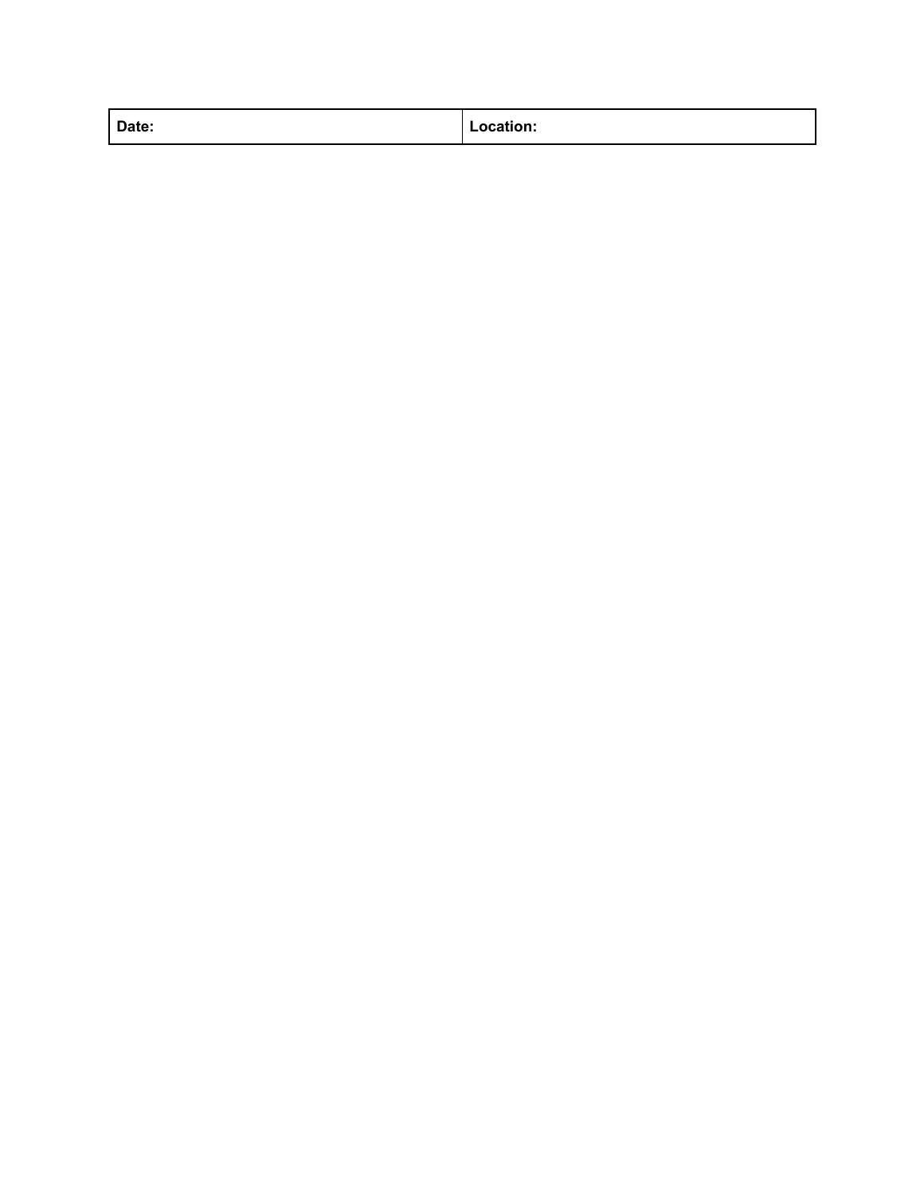| **Date:** | **Location:** |
| --- | --- |